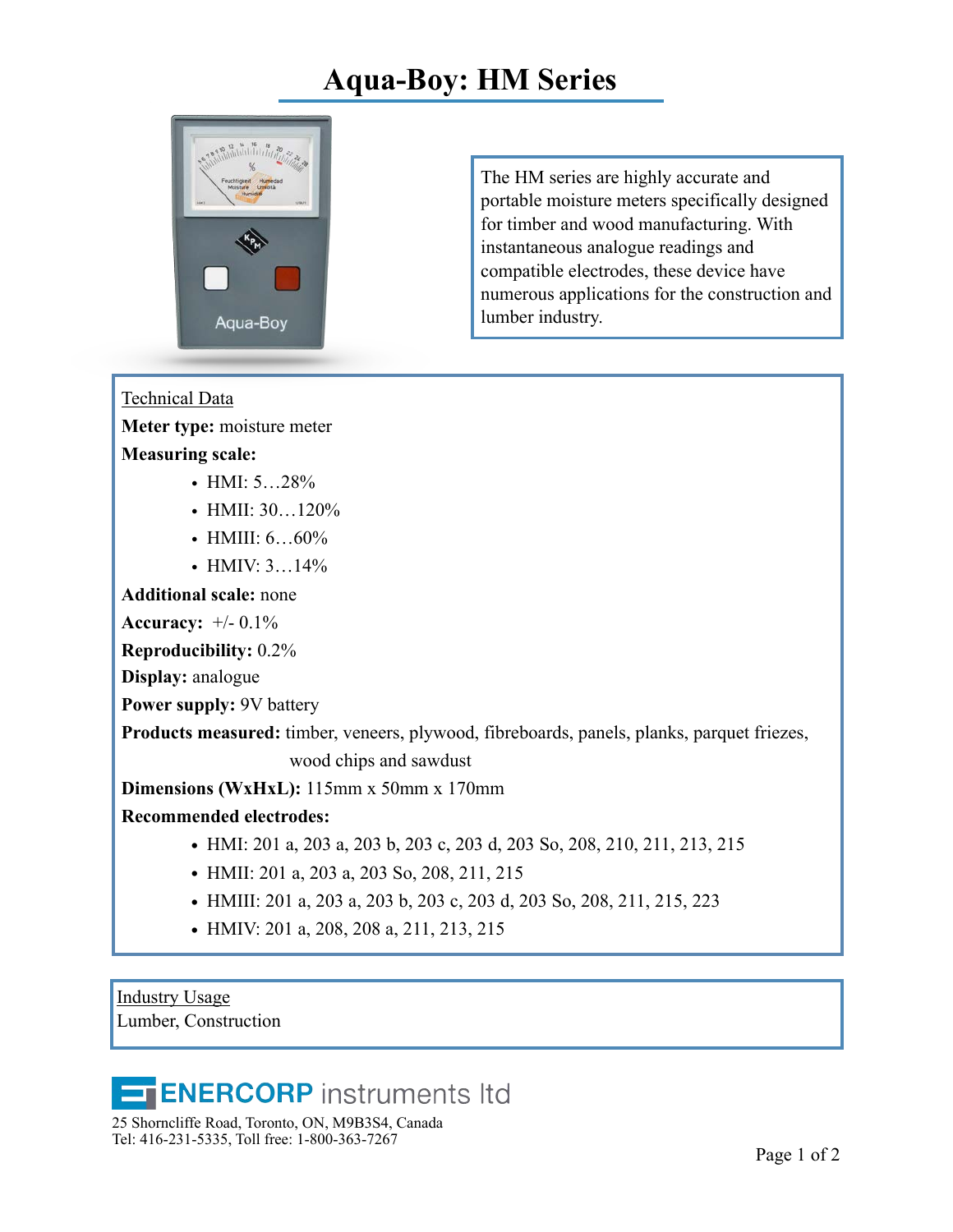# Aqua-Boy: HM Series

The HM series are highly accurate and portable moisture meters specifically designed for timber and wood manufacturing. With instantaneous analogue readings and compatible electrodes, these device have numerous applications for the construction and lumber industry.

Technical Data

**Meter type:** moisture meter

**Measuring scale:**

- HMI: 5…28%
- HMII: 30…120%
- HMIII: 6…60%
- HMIV: 3…14%

**Additional scale:** none

**Accuracy:** +/- 0.1%

**Reproducibility:** 0.2%

**Display:** analogue

**Power supply:** 9V battery

**Products measured:** timber, veneers, plywood, fibreboards, panels, planks, parquet friezes, wood chips and sawdust

**Dimensions (WxHxL):** 115mm x 50mm x 170mm

**Recommended electrodes:**

- HMI: 201 a, 203 a, 203 b, 203 c, 203 d, 203 So, 208, 210, 211, 213, 215
- HMII: 201 a, 203 a, 203 So, 208, 211, 215
- HMIII: 201 a, 203 a, 203 b, 203 c, 203 d, 203 So, 208, 211, 215, 223
- HMIV: 201 a, 208, 208 a, 211, 213, 215

Industry Usage

Lumber, Construction

ENERCORP instruments ltd

25 Shorncliffe Road, Toronto, ON, M9B3S4, Canada
Tel: 416-231-5335, Toll free: 1-800-363-7267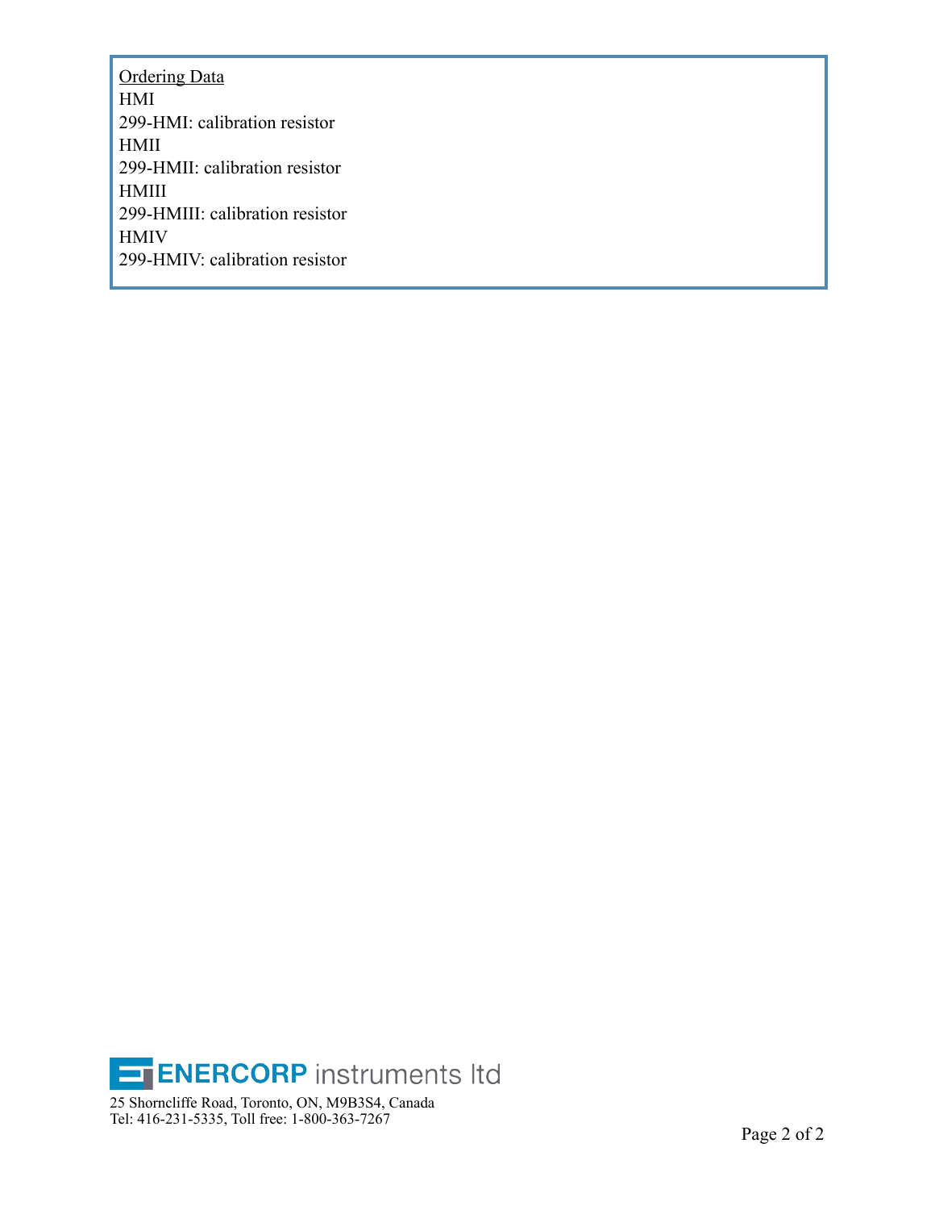<u>Ordering Data</u>

HMI
299-HMI: calibration resistor

HMII
299-HMII: calibration resistor

HMIII
299-HMIII: calibration resistor

HMIV
299-HMIV: calibration resistor

ENERCORP instruments ltd

25 Shorncliffe Road, Toronto, ON, M9B3S4, Canada
Tel: 416-231-5335, Toll free: 1-800-363-7267